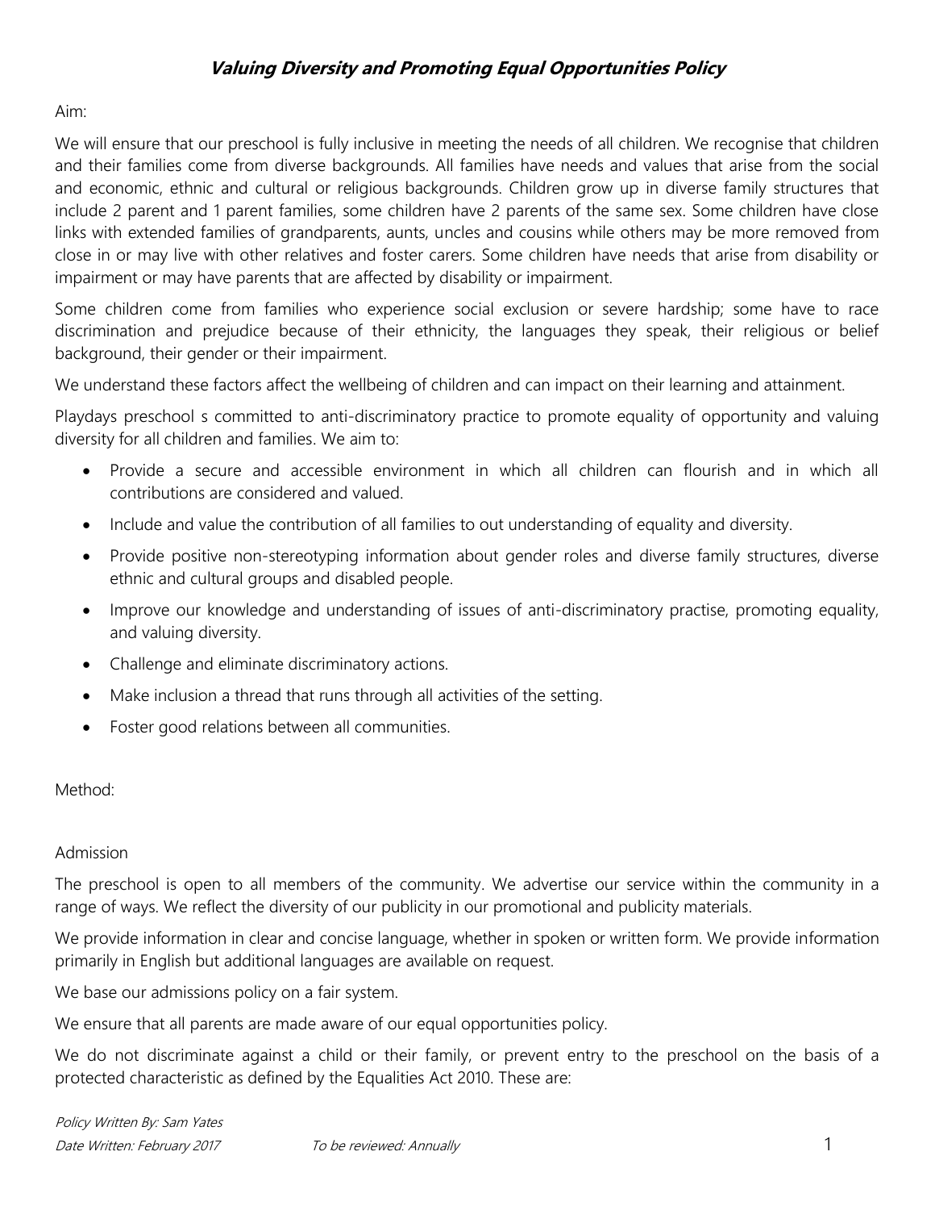# ***Valuing Diversity and Promoting Equal Opportunities Policy***

Aim:

We will ensure that our preschool is fully inclusive in meeting the needs of all children. We recognise that children and their families come from diverse backgrounds. All families have needs and values that arise from the social and economic, ethnic and cultural or religious backgrounds. Children grow up in diverse family structures that include 2 parent and 1 parent families, some children have 2 parents of the same sex. Some children have close links with extended families of grandparents, aunts, uncles and cousins while others may be more removed from close in or may live with other relatives and foster carers. Some children have needs that arise from disability or impairment or may have parents that are affected by disability or impairment.

Some children come from families who experience social exclusion or severe hardship; some have to race discrimination and prejudice because of their ethnicity, the languages they speak, their religious or belief background, their gender or their impairment.

We understand these factors affect the wellbeing of children and can impact on their learning and attainment.

Playdays preschool s committed to anti-discriminatory practice to promote equality of opportunity and valuing diversity for all children and families. We aim to:

- Provide a secure and accessible environment in which all children can flourish and in which all contributions are considered and valued.
- Include and value the contribution of all families to out understanding of equality and diversity.
- Provide positive non-stereotyping information about gender roles and diverse family structures, diverse ethnic and cultural groups and disabled people.
- Improve our knowledge and understanding of issues of anti-discriminatory practise, promoting equality, and valuing diversity.
- Challenge and eliminate discriminatory actions.
- Make inclusion a thread that runs through all activities of the setting.
- Foster good relations between all communities.

Method:

Admission

The preschool is open to all members of the community. We advertise our service within the community in a range of ways. We reflect the diversity of our publicity in our promotional and publicity materials.

We provide information in clear and concise language, whether in spoken or written form. We provide information primarily in English but additional languages are available on request.

We base our admissions policy on a fair system.

We ensure that all parents are made aware of our equal opportunities policy.

We do not discriminate against a child or their family, or prevent entry to the preschool on the basis of a protected characteristic as defined by the Equalities Act 2010. These are: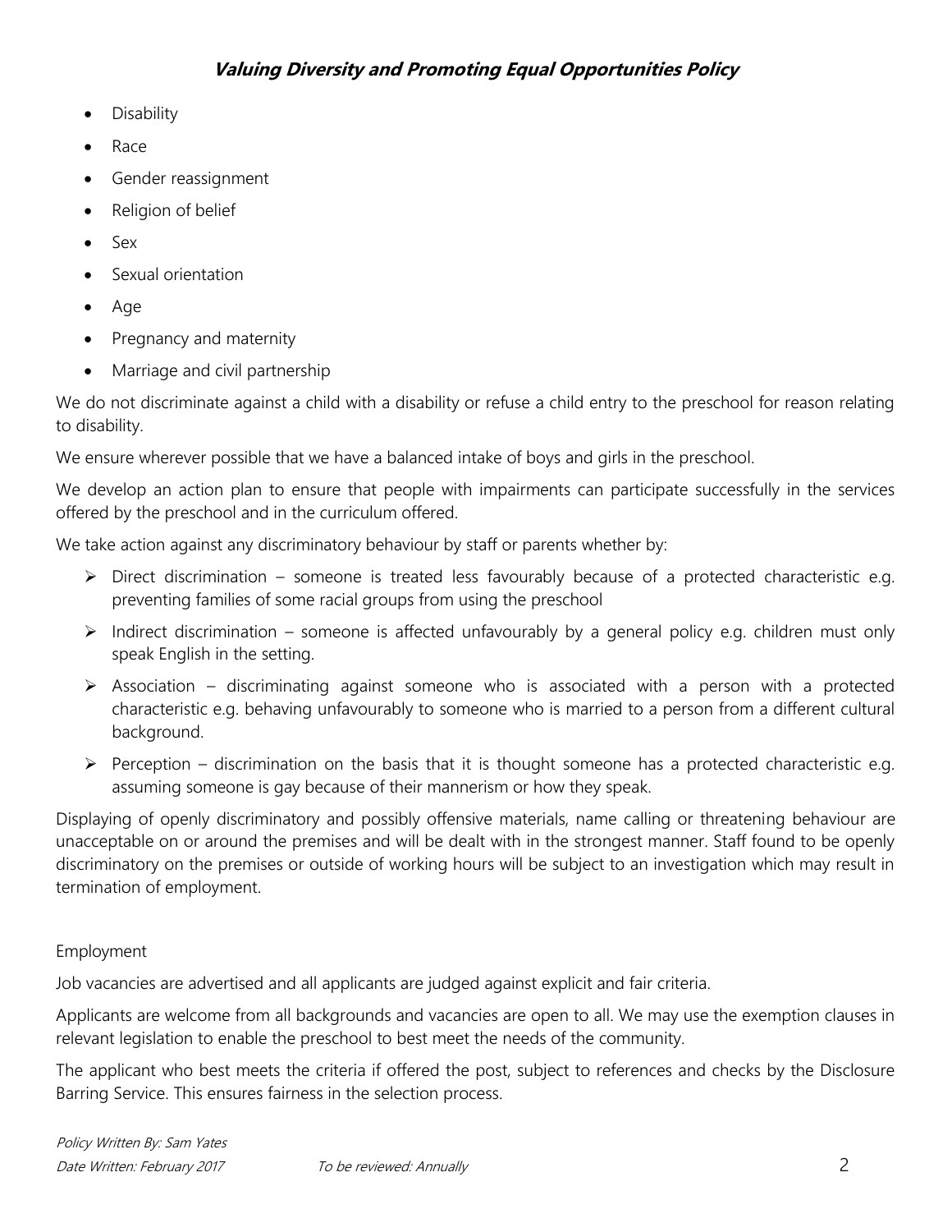- Disability
- Race
- Gender reassignment
- Religion of belief
- Sex
- Sexual orientation
- Age
- Pregnancy and maternity
- Marriage and civil partnership

We do not discriminate against a child with a disability or refuse a child entry to the preschool for reason relating to disability.

We ensure wherever possible that we have a balanced intake of boys and girls in the preschool.

We develop an action plan to ensure that people with impairments can participate successfully in the services offered by the preschool and in the curriculum offered.

We take action against any discriminatory behaviour by staff or parents whether by:

- Direct discrimination – someone is treated less favourably because of a protected characteristic e.g. preventing families of some racial groups from using the preschool
- Indirect discrimination – someone is affected unfavourably by a general policy e.g. children must only speak English in the setting.
- Association – discriminating against someone who is associated with a person with a protected characteristic e.g. behaving unfavourably to someone who is married to a person from a different cultural background.
- Perception – discrimination on the basis that it is thought someone has a protected characteristic e.g. assuming someone is gay because of their mannerism or how they speak.

Displaying of openly discriminatory and possibly offensive materials, name calling or threatening behaviour are unacceptable on or around the premises and will be dealt with in the strongest manner. Staff found to be openly discriminatory on the premises or outside of working hours will be subject to an investigation which may result in termination of employment.

Employment

Job vacancies are advertised and all applicants are judged against explicit and fair criteria.

Applicants are welcome from all backgrounds and vacancies are open to all. We may use the exemption clauses in relevant legislation to enable the preschool to best meet the needs of the community.

The applicant who best meets the criteria if offered the post, subject to references and checks by the Disclosure Barring Service. This ensures fairness in the selection process.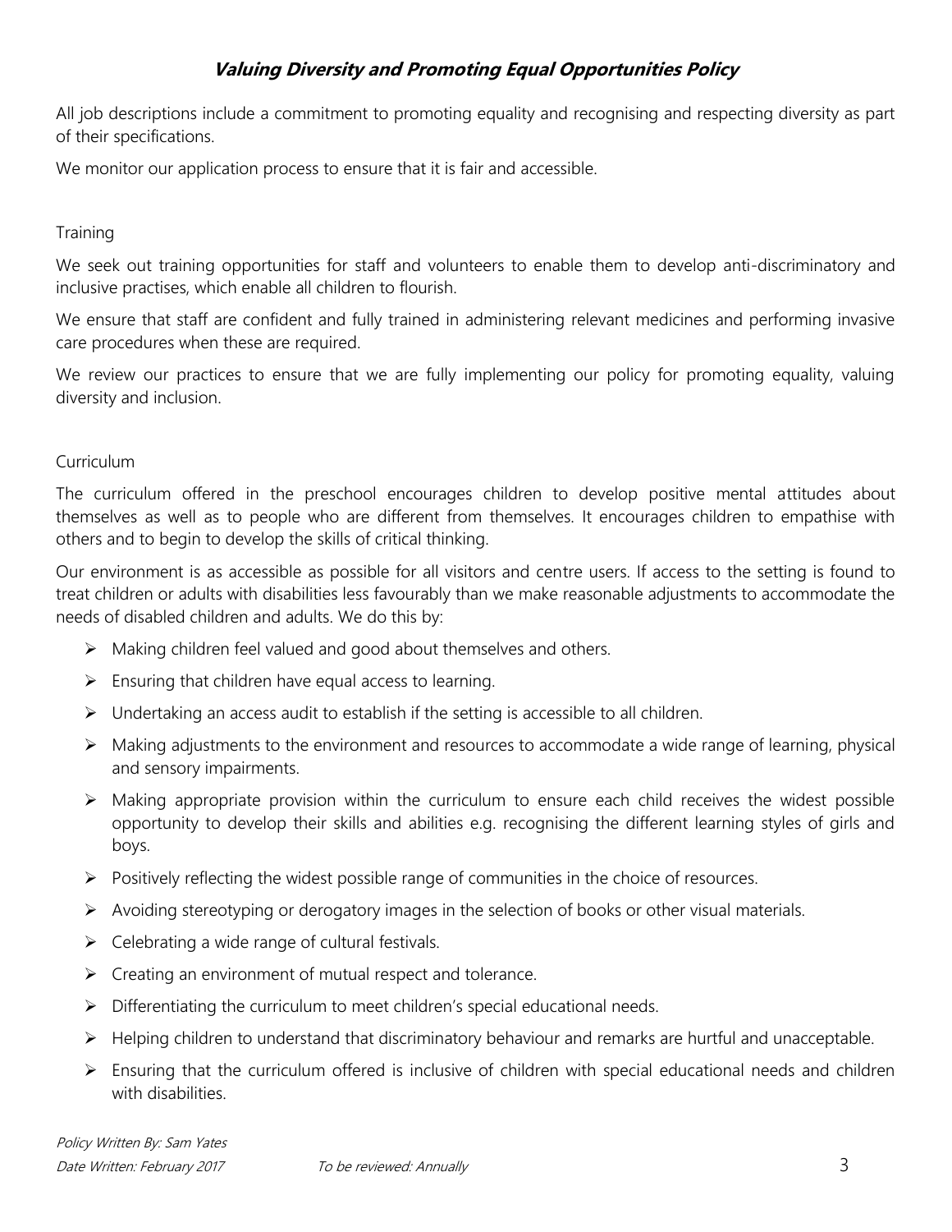All job descriptions include a commitment to promoting equality and recognising and respecting diversity as part of their specifications.

We monitor our application process to ensure that it is fair and accessible.

Training

We seek out training opportunities for staff and volunteers to enable them to develop anti-discriminatory and inclusive practises, which enable all children to flourish.

We ensure that staff are confident and fully trained in administering relevant medicines and performing invasive care procedures when these are required.

We review our practices to ensure that we are fully implementing our policy for promoting equality, valuing diversity and inclusion.

Curriculum

The curriculum offered in the preschool encourages children to develop positive mental attitudes about themselves as well as to people who are different from themselves. It encourages children to empathise with others and to begin to develop the skills of critical thinking.

Our environment is as accessible as possible for all visitors and centre users. If access to the setting is found to treat children or adults with disabilities less favourably than we make reasonable adjustments to accommodate the needs of disabled children and adults. We do this by:

- Making children feel valued and good about themselves and others.
- Ensuring that children have equal access to learning.
- Undertaking an access audit to establish if the setting is accessible to all children.
- Making adjustments to the environment and resources to accommodate a wide range of learning, physical and sensory impairments.
- Making appropriate provision within the curriculum to ensure each child receives the widest possible opportunity to develop their skills and abilities e.g. recognising the different learning styles of girls and boys.
- Positively reflecting the widest possible range of communities in the choice of resources.
- Avoiding stereotyping or derogatory images in the selection of books or other visual materials.
- Celebrating a wide range of cultural festivals.
- Creating an environment of mutual respect and tolerance.
- Differentiating the curriculum to meet children's special educational needs.
- Helping children to understand that discriminatory behaviour and remarks are hurtful and unacceptable.
- Ensuring that the curriculum offered is inclusive of children with special educational needs and children with disabilities.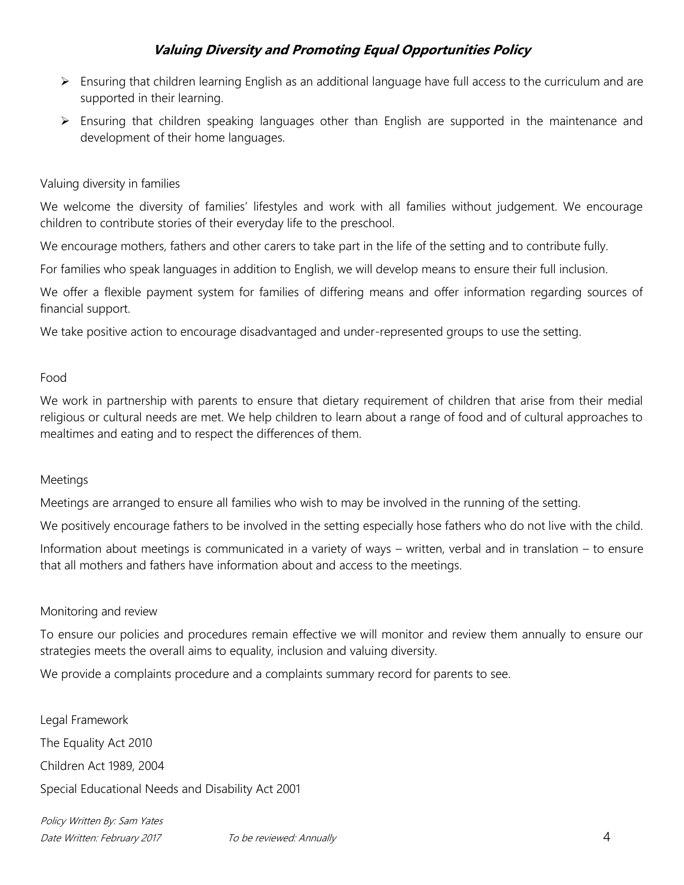- Ensuring that children learning English as an additional language have full access to the curriculum and are supported in their learning.
- Ensuring that children speaking languages other than English are supported in the maintenance and development of their home languages.

Valuing diversity in families

We welcome the diversity of families' lifestyles and work with all families without judgement. We encourage children to contribute stories of their everyday life to the preschool.

We encourage mothers, fathers and other carers to take part in the life of the setting and to contribute fully.

For families who speak languages in addition to English, we will develop means to ensure their full inclusion.

We offer a flexible payment system for families of differing means and offer information regarding sources of financial support.

We take positive action to encourage disadvantaged and under-represented groups to use the setting.

Food

We work in partnership with parents to ensure that dietary requirement of children that arise from their medial religious or cultural needs are met. We help children to learn about a range of food and of cultural approaches to mealtimes and eating and to respect the differences of them.

Meetings

Meetings are arranged to ensure all families who wish to may be involved in the running of the setting.

We positively encourage fathers to be involved in the setting especially hose fathers who do not live with the child.

Information about meetings is communicated in a variety of ways – written, verbal and in translation – to ensure that all mothers and fathers have information about and access to the meetings.

Monitoring and review

To ensure our policies and procedures remain effective we will monitor and review them annually to ensure our strategies meets the overall aims to equality, inclusion and valuing diversity.

We provide a complaints procedure and a complaints summary record for parents to see.

Legal Framework

The Equality Act 2010

Children Act 1989, 2004

Special Educational Needs and Disability Act 2001

*Policy Written By: Sam Yates*

*Date Written: February 2017* *To be reviewed: Annually*